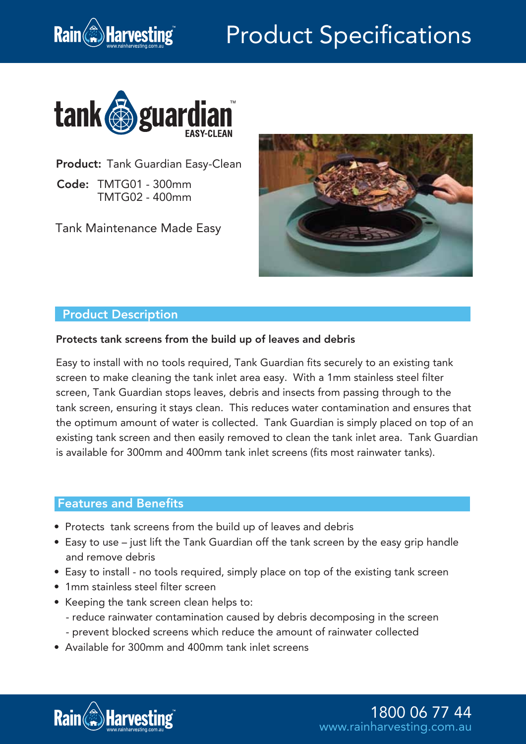# Product Specifications

**Product:** Tank Guardian Easy-Clean

**Code:** TMTG01 - 300mm
TMTG02 - 400mm

Tank Maintenance Made Easy

## Product Description

**Protects tank screens from the build up of leaves and debris**

Easy to install with no tools required, Tank Guardian fits securely to an existing tank screen to make cleaning the tank inlet area easy. With a 1mm stainless steel filter screen, Tank Guardian stops leaves, debris and insects from passing through to the tank screen, ensuring it stays clean. This reduces water contamination and ensures that the optimum amount of water is collected. Tank Guardian is simply placed on top of an existing tank screen and then easily removed to clean the tank inlet area. Tank Guardian is available for 300mm and 400mm tank inlet screens (fits most rainwater tanks).

## Features and Benefits

- Protects tank screens from the build up of leaves and debris
- Easy to use – just lift the Tank Guardian off the tank screen by the easy grip handle and remove debris
- Easy to install - no tools required, simply place on top of the existing tank screen
- 1mm stainless steel filter screen
- Keeping the tank screen clean helps to:
  - reduce rainwater contamination caused by debris decomposing in the screen
  - prevent blocked screens which reduce the amount of rainwater collected
- Available for 300mm and 400mm tank inlet screens

1800 06 77 44
www.rainharvesting.com.au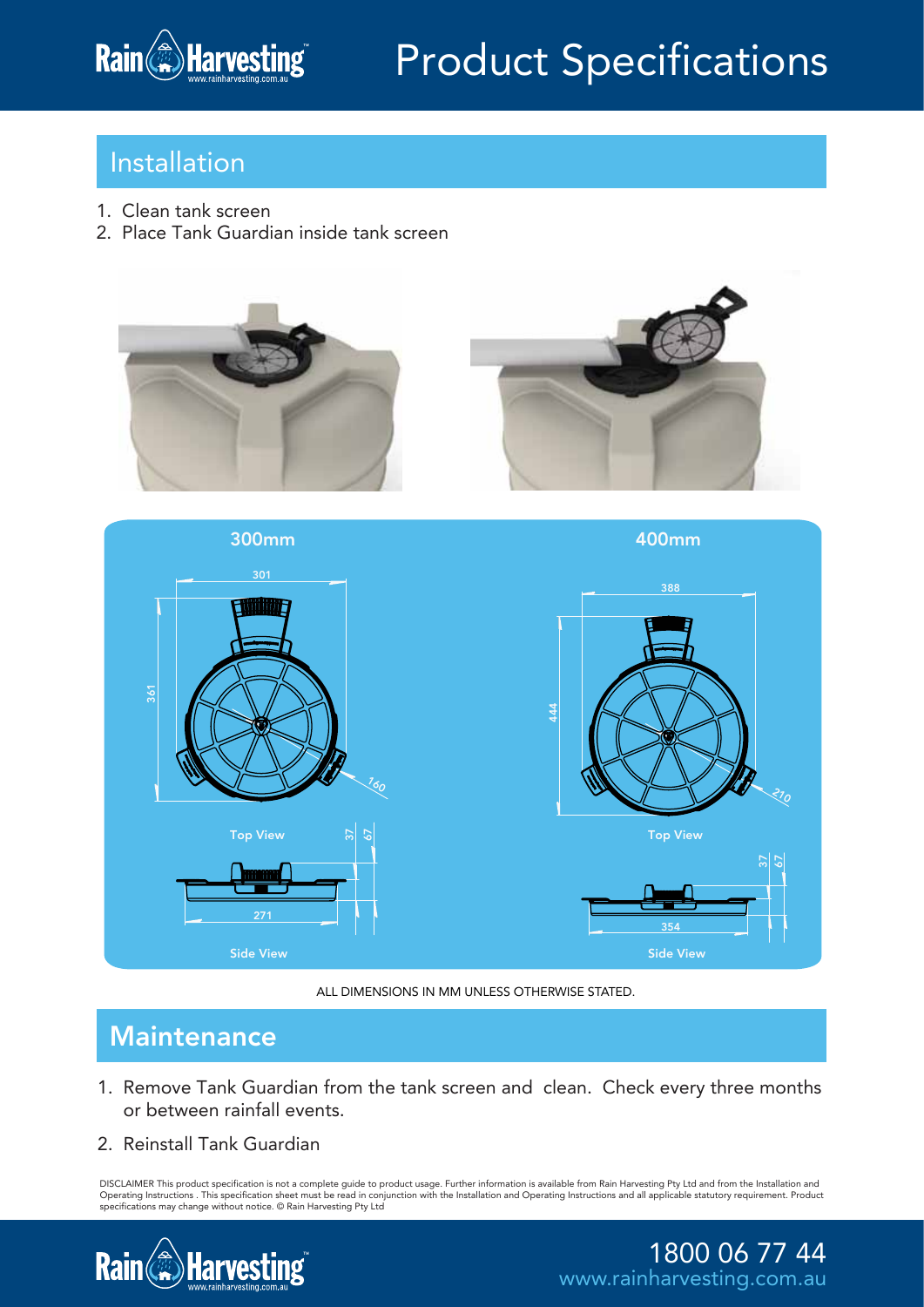# Product Specifications

## Installation

1. Clean tank screen
2. Place Tank Guardian inside tank screen

300mm

301

361

160

Top View

37

67

271

Side View

400mm

388

444

210

Top View

37

67

354

Side View

ALL DIMENSIONS IN MM UNLESS OTHERWISE STATED.

## Maintenance

1. Remove Tank Guardian from the tank screen and clean. Check every three months or between rainfall events.
2. Reinstall Tank Guardian

DISCLAIMER This product specification is not a complete guide to product usage. Further information is available from Rain Harvesting Pty Ltd and from the Installation and Operating Instructions . This specification sheet must be read in conjunction with the Installation and Operating Instructions and all applicable statutory requirement. Product specifications may change without notice. © Rain Harvesting Pty Ltd

1800 06 77 44
www.rainharvesting.com.au